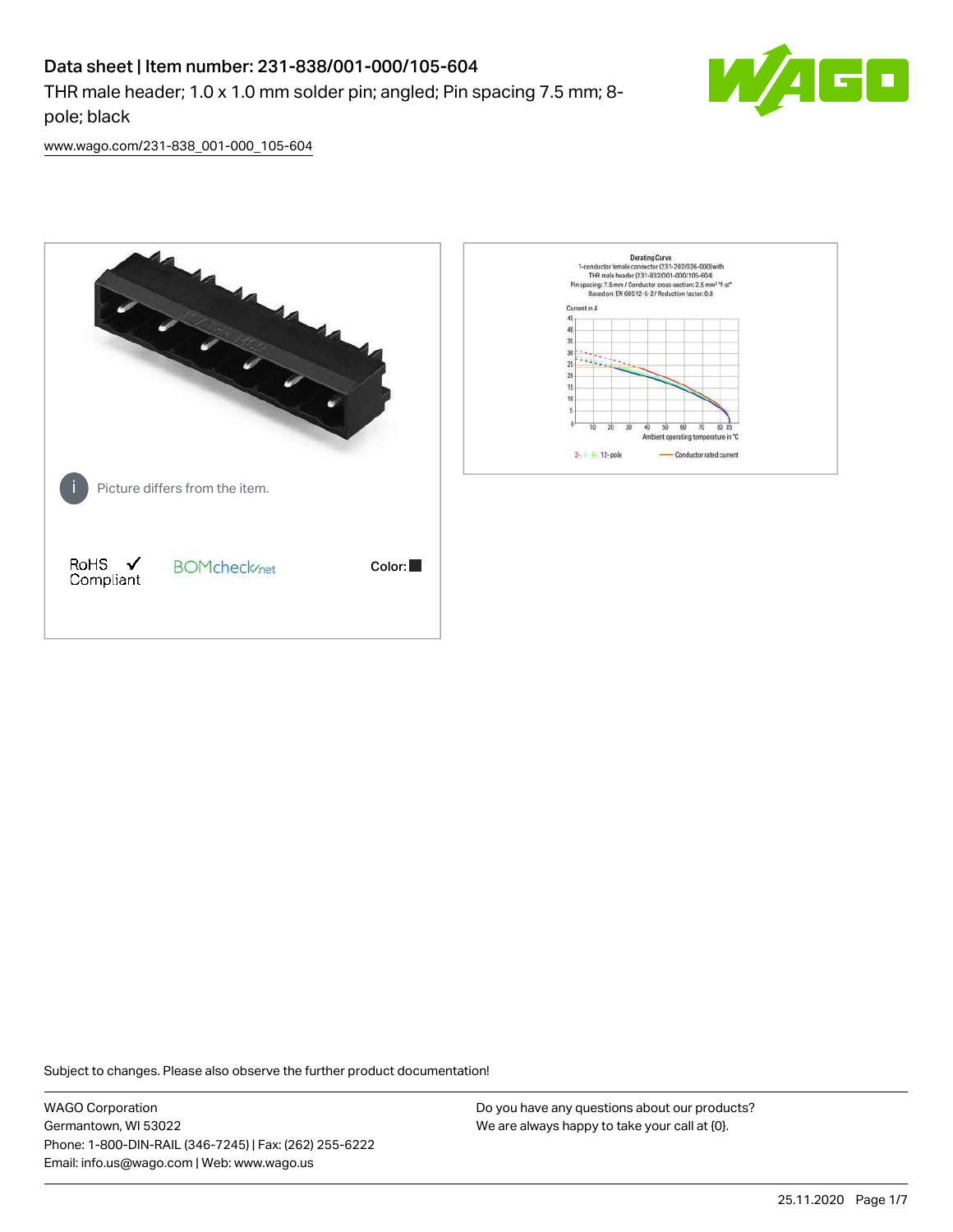# Data sheet | Item number: 231-838/001-000/105-604

THR male header; 1.0 x 1.0 mm solder pin; angled; Pin spacing 7.5 mm; 8-pole; black

www.wago.com/231-838_001-000_105-604

Picture differs from the item.

RoHS ✓ Compliant

BOMcheck.net

Color: ■

Subject to changes. Please also observe the further product documentation!

WAGO Corporation
Germantown, WI 53022
Phone: 1-800-DIN-RAIL (346-7245) | Fax: (262) 255-6222
Email: info.us@wago.com | Web: www.wago.us

Do you have any questions about our products?
We are always happy to take your call at {0}.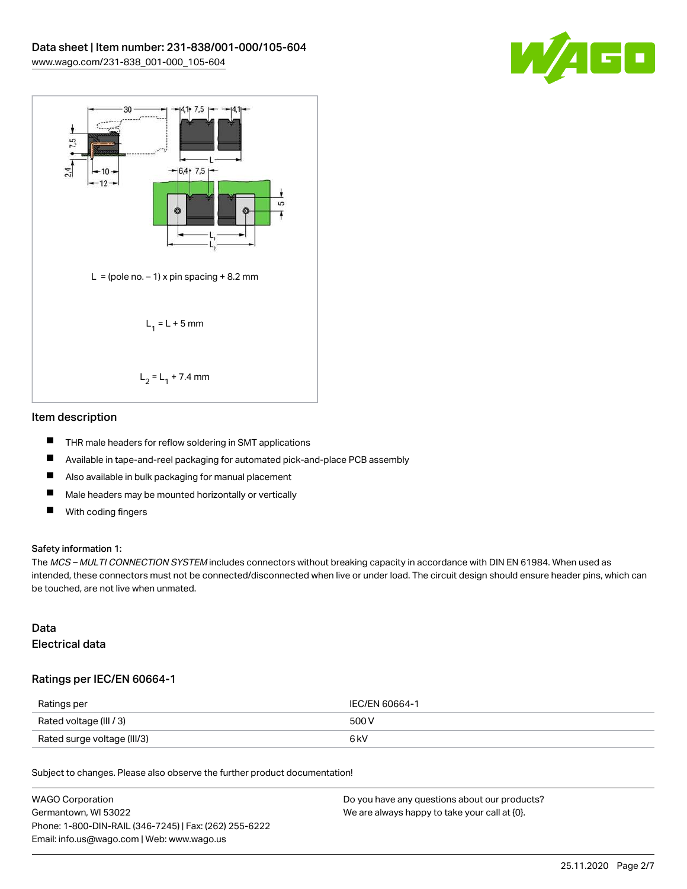$L$ = (pole no. – 1) x pin spacing + 8.2 mm

$L_1 = L + 5$ mm

$L_2 = L_1 + 7.4$ mm

## Item description

- THR male headers for reflow soldering in SMT applications
- Available in tape-and-reel packaging for automated pick-and-place PCB assembly
- Also available in bulk packaging for manual placement
- Male headers may be mounted horizontally or vertically
- With coding fingers

#### Safety information 1:

The *MCS – MULTI CONNECTION SYSTEM* includes connectors without breaking capacity in accordance with DIN EN 61984. When used as intended, these connectors must not be connected/disconnected when live or under load. The circuit design should ensure header pins, which can be touched, are not live when unmated.

## Data

## Electrical data

### Ratings per IEC/EN 60664-1

| Ratings per | IEC/EN 60664-1 |
| --- | --- |
| Rated voltage (III / 3) | 500 V |
| Rated surge voltage (III/3) | 6 kV |

Subject to changes. Please also observe the further product documentation!

WAGO Corporation
Germantown, WI 53022
Phone: 1-800-DIN-RAIL (346-7245) | Fax: (262) 255-6222
Email: info.us@wago.com | Web: www.wago.us

Do you have any questions about our products?
We are always happy to take your call at {0}.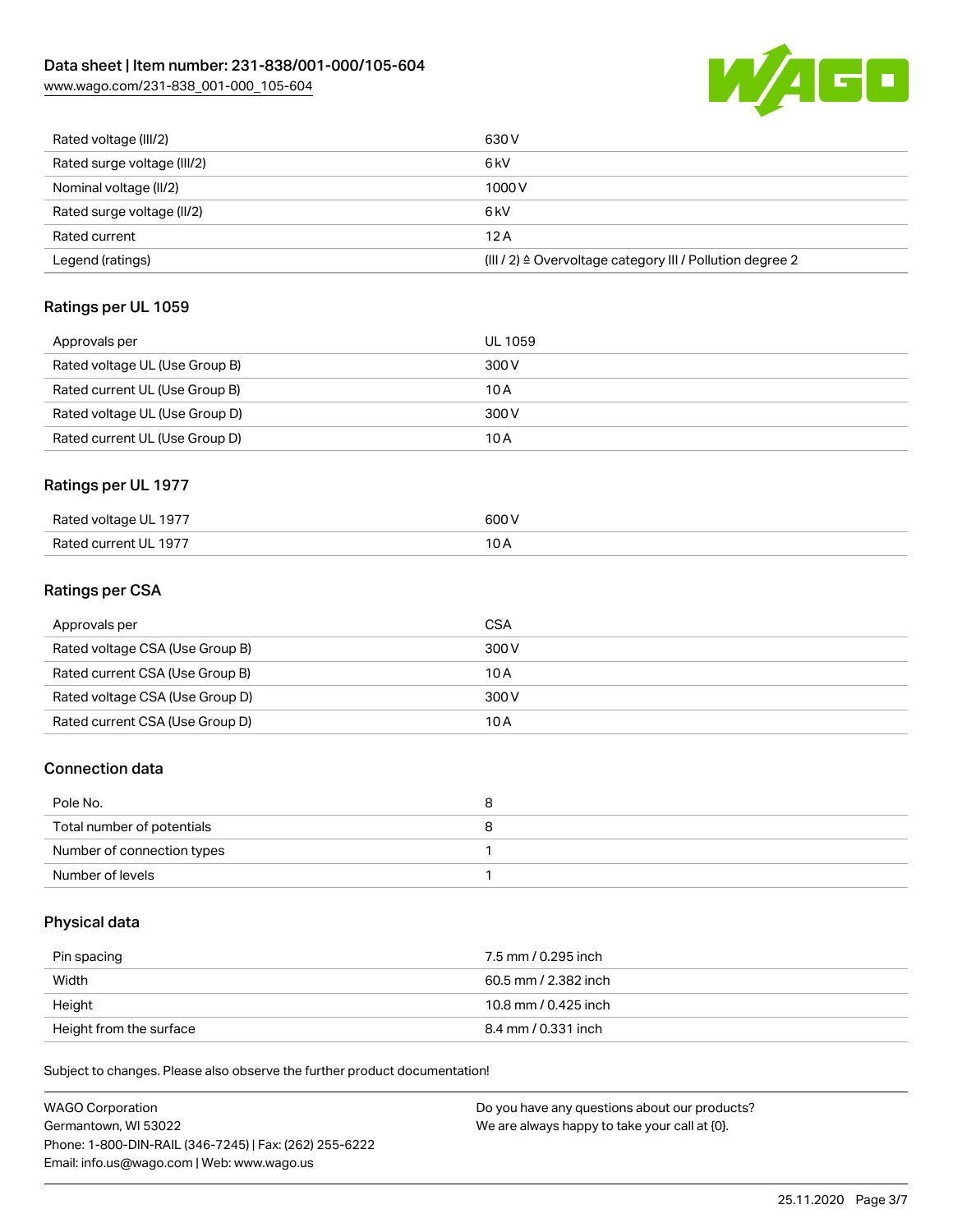| Rated voltage (III/2) | 630 V |
| --- | --- |
| Rated surge voltage (III/2) | 6 kV |
| Nominal voltage (II/2) | 1000 V |
| Rated surge voltage (II/2) | 6 kV |
| Rated current | 12 A |
| Legend (ratings) | (III / 2) ≙ Overvoltage category III / Pollution degree 2 |

## Ratings per UL 1059

| Approvals per | UL 1059 |
| --- | --- |
| Rated voltage UL (Use Group B) | 300 V |
| Rated current UL (Use Group B) | 10 A |
| Rated voltage UL (Use Group D) | 300 V |
| Rated current UL (Use Group D) | 10 A |

## Ratings per UL 1977

| Rated voltage UL 1977 | 600 V |
| --- | --- |
| Rated current UL 1977 | 10 A |

## Ratings per CSA

| Approvals per | CSA |
| --- | --- |
| Rated voltage CSA (Use Group B) | 300 V |
| Rated current CSA (Use Group B) | 10 A |
| Rated voltage CSA (Use Group D) | 300 V |
| Rated current CSA (Use Group D) | 10 A |

## Connection data

| Pole No. | 8 |
| --- | --- |
| Total number of potentials | 8 |
| Number of connection types | 1 |
| Number of levels | 1 |

## Physical data

| Pin spacing | 7.5 mm / 0.295 inch |
| --- | --- |
| Width | 60.5 mm / 2.382 inch |
| Height | 10.8 mm / 0.425 inch |
| Height from the surface | 8.4 mm / 0.331 inch |

Subject to changes. Please also observe the further product documentation!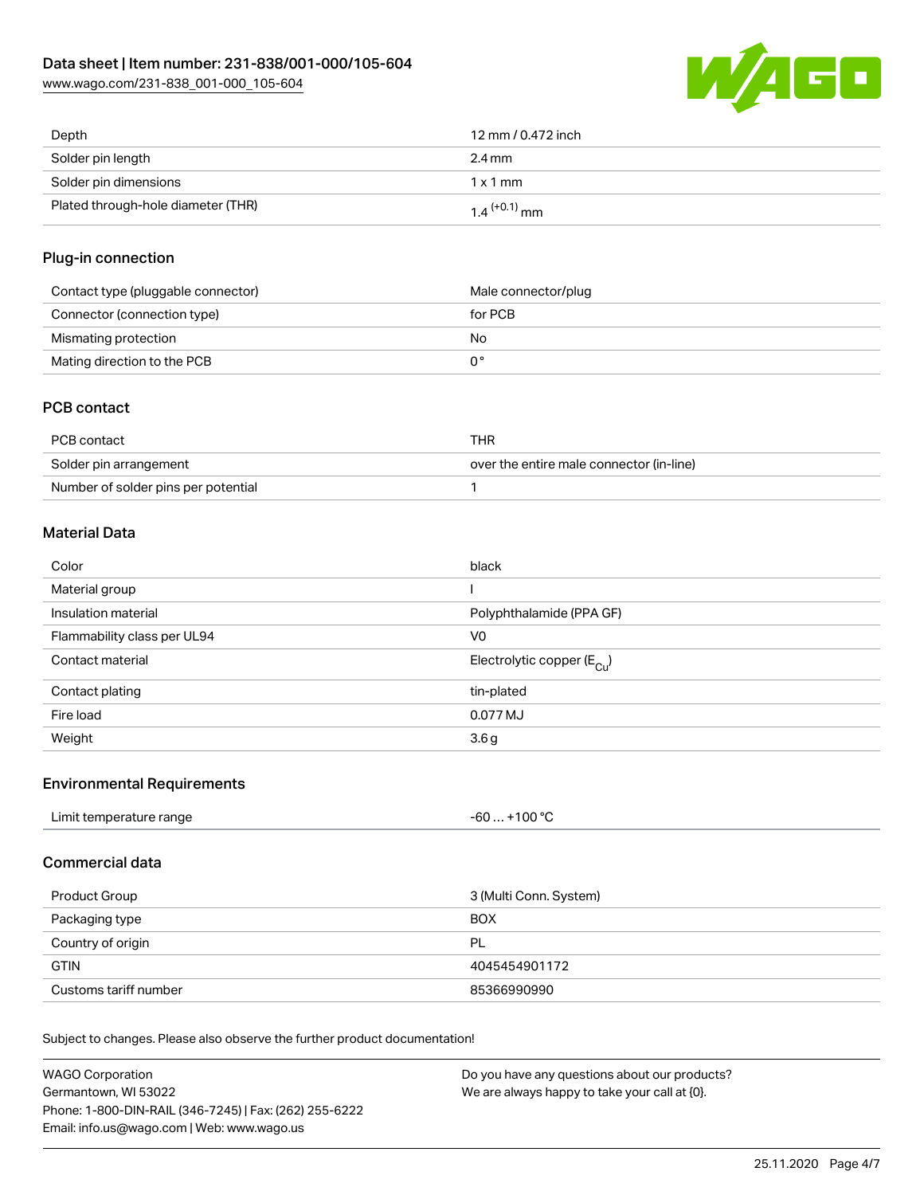| Depth | 12 mm / 0.472 inch |
| --- | --- |
| Solder pin length | 2.4 mm |
| Solder pin dimensions | 1 x 1 mm |
| Plated through-hole diameter (THR) | $1.4^{(+0.1)}$ mm |

## Plug-in connection

| Contact type (pluggable connector) | Male connector/plug |
| --- | --- |
| Connector (connection type) | for PCB |
| Mismating protection | No |
| Mating direction to the PCB | 0 ° |

## PCB contact

| PCB contact | THR |
| --- | --- |
| Solder pin arrangement | over the entire male connector (in-line) |
| Number of solder pins per potential | 1 |

## Material Data

| Color | black |
| --- | --- |
| Material group | I |
| Insulation material | Polyphthalamide (PPA GF) |
| Flammability class per UL94 | V0 |
| Contact material | Electrolytic copper ($E_{Cu}$) |
| Contact plating | tin-plated |
| Fire load | 0.077 MJ |
| Weight | 3.6 g |

## Environmental Requirements

| Limit temperature range | -60 … +100 °C |
| --- | --- |

## Commercial data

| Product Group | 3 (Multi Conn. System) |
| --- | --- |
| Packaging type | BOX |
| Country of origin | PL |
| GTIN | 4045454901172 |
| Customs tariff number | 85366990990 |

Subject to changes. Please also observe the further product documentation!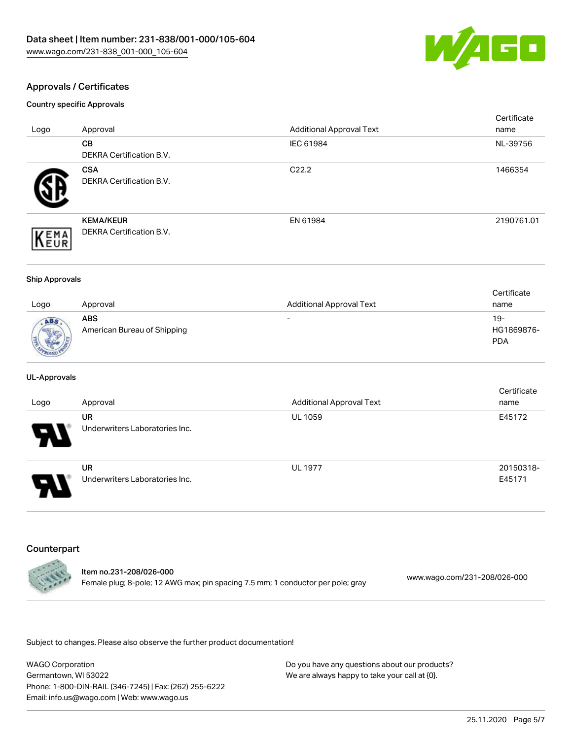## Approvals / Certificates

### Country specific Approvals

| Logo | Approval | Additional Approval Text | Certificate name |
| --- | --- | --- | --- |
| | **CB**<br>DEKRA Certification B.V. | IEC 61984 | NL-39756 |
| | **CSA**<br>DEKRA Certification B.V. | C22.2 | 1466354 |
| | **KEMA/KEUR**<br>DEKRA Certification B.V. | EN 61984 | 2190761.01 |

### Ship Approvals

| Logo | Approval | Additional Approval Text | Certificate name |
| --- | --- | --- | --- |
| | **ABS**<br>American Bureau of Shipping | - | 19-HG1869876-PDA |

### UL-Approvals

| Logo | Approval | Additional Approval Text | Certificate name |
| --- | --- | --- | --- |
| | **UR**<br>Underwriters Laboratories Inc. | UL 1059 | E45172 |
| | **UR**<br>Underwriters Laboratories Inc. | UL 1977 | 20150318-E45171 |

## Counterpart

**Item no.231-208/026-000**
Female plug; 8-pole; 12 AWG max; pin spacing 7.5 mm; 1 conductor per pole; gray
www.wago.com/231-208/026-000

Subject to changes. Please also observe the further product documentation!

WAGO Corporation
Germantown, WI 53022
Phone: 1-800-DIN-RAIL (346-7245) | Fax: (262) 255-6222
Email: info.us@wago.com | Web: www.wago.us

Do you have any questions about our products?
We are always happy to take your call at {0}.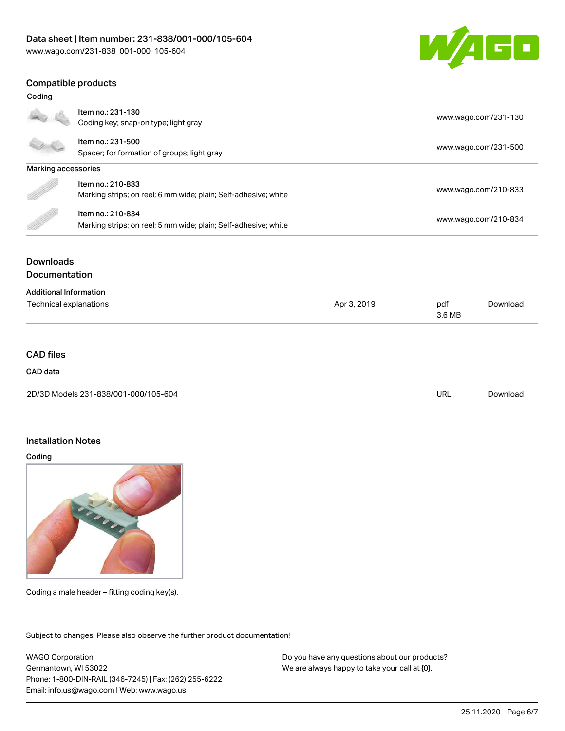## Compatible products

### Coding

| | | |
|---|---|---|
| | Item no.: 231-130<br>Coding key; snap-on type; light gray | www.wago.com/231-130 |
| | Item no.: 231-500<br>Spacer; for formation of groups; light gray | www.wago.com/231-500 |

### Marking accessories

| | | |
|---|---|---|
| | Item no.: 210-833<br>Marking strips; on reel; 6 mm wide; plain; Self-adhesive; white | www.wago.com/210-833 |
| | Item no.: 210-834<br>Marking strips; on reel; 5 mm wide; plain; Self-adhesive; white | www.wago.com/210-834 |

## Downloads

### Documentation

#### Additional Information

| | | | |
|---|---|---|---|
| Technical explanations | Apr 3, 2019 | pdf<br>3.6 MB | Download |

## CAD files

### CAD data

| | | |
|---|---|---|
| 2D/3D Models 231-838/001-000/105-604 | URL | Download |

## Installation Notes

### Coding

Coding a male header – fitting coding key(s).

Subject to changes. Please also observe the further product documentation!

WAGO Corporation
Germantown, WI 53022
Phone: 1-800-DIN-RAIL (346-7245) | Fax: (262) 255-6222
Email: info.us@wago.com | Web: www.wago.us

Do you have any questions about our products?
We are always happy to take your call at {0}.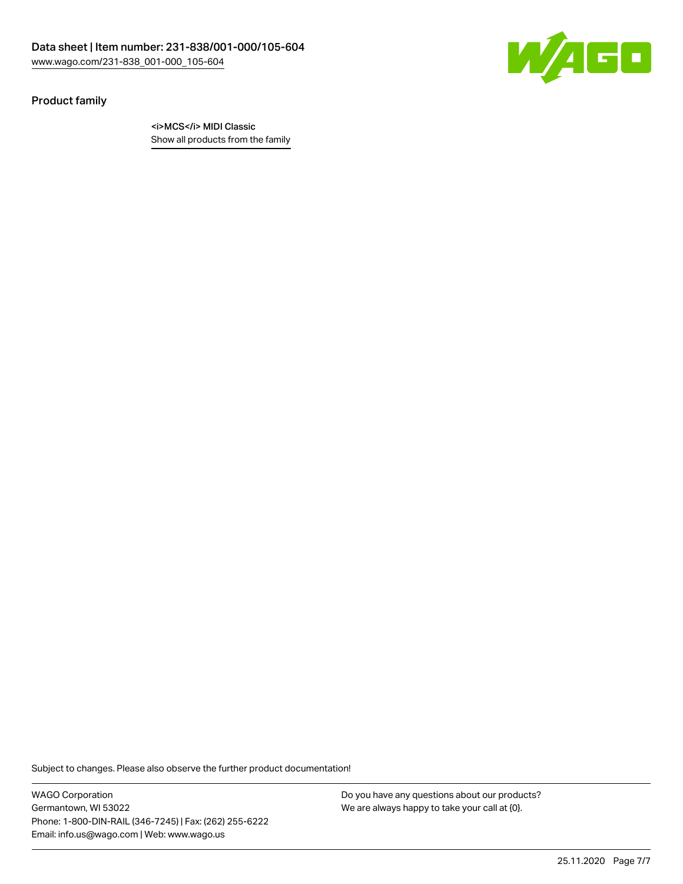## Product family

<i>MCS</i> MIDI Classic
Show all products from the family

Subject to changes. Please also observe the further product documentation!

WAGO Corporation
Germantown, WI 53022
Phone: 1-800-DIN-RAIL (346-7245) | Fax: (262) 255-6222
Email: info.us@wago.com | Web: www.wago.us

Do you have any questions about our products?
We are always happy to take your call at {0}.